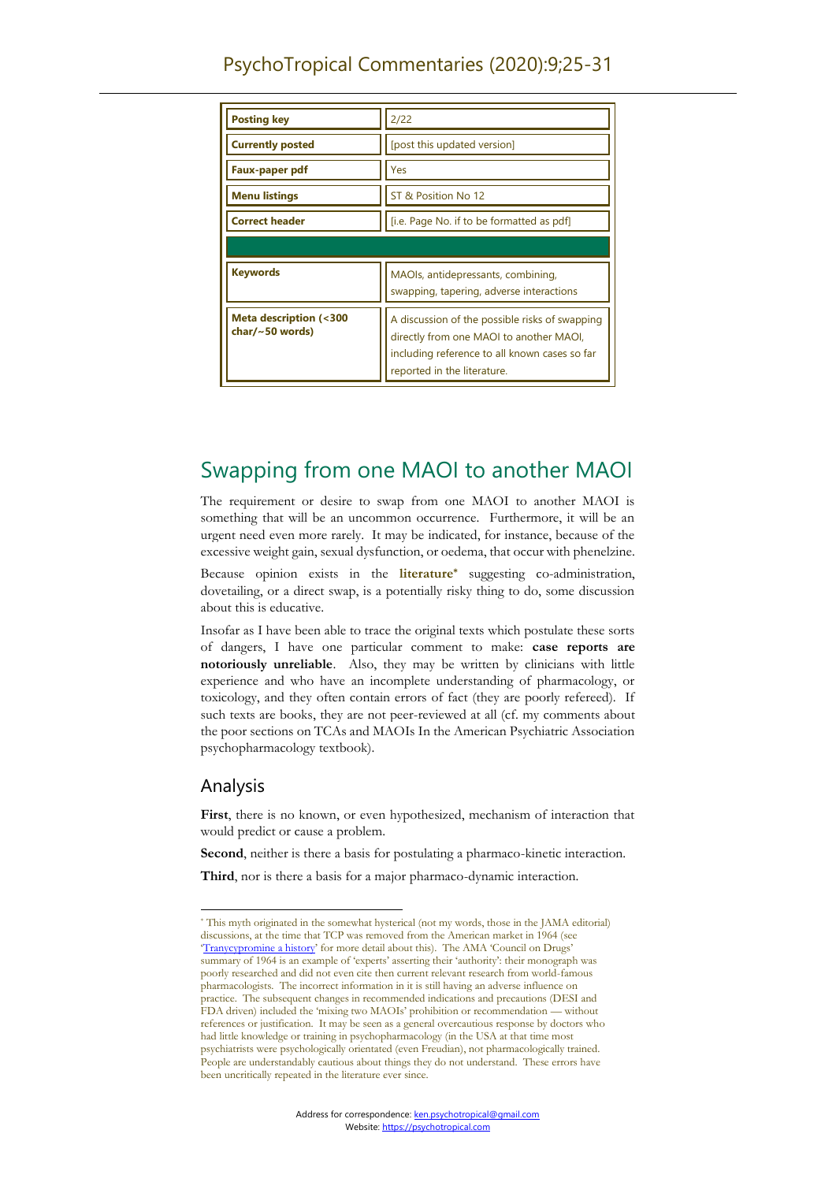| Posting key | 2/22 |
| --- | --- |
| Currently posted | [post this updated version] |
| Faux-paper pdf | Yes |
| Menu listings | ST & Position No 12 |
| Correct header | [i.e. Page No. if to be formatted as pdf] |
| | |
| Keywords | MAOIs, antidepressants, combining, swapping, tapering, adverse interactions |
| Meta description (<300 char/~50 words) | A discussion of the possible risks of swapping directly from one MAOI to another MAOI, including reference to all known cases so far reported in the literature. |

# Swapping from one MAOI to another MAOI

The requirement or desire to swap from one MAOI to another MAOI is something that will be an uncommon occurrence. Furthermore, it will be an urgent need even more rarely. It may be indicated, for instance, because of the excessive weight gain, sexual dysfunction, or oedema, that occur with phenelzine.

Because opinion exists in the **literature*** suggesting co-administration, dovetailing, or a direct swap, is a potentially risky thing to do, some discussion about this is educative.

Insofar as I have been able to trace the original texts which postulate these sorts of dangers, I have one particular comment to make: **case reports are notoriously unreliable**. Also, they may be written by clinicians with little experience and who have an incomplete understanding of pharmacology, or toxicology, and they often contain errors of fact (they are poorly refereed). If such texts are books, they are not peer-reviewed at all (cf. my comments about the poor sections on TCAs and MAOIs In the American Psychiatric Association psychopharmacology textbook).

## Analysis

**First**, there is no known, or even hypothesized, mechanism of interaction that would predict or cause a problem.

**Second**, neither is there a basis for postulating a pharmaco-kinetic interaction.

**Third**, nor is there a basis for a major pharmaco-dynamic interaction.

---

* This myth originated in the somewhat hysterical (not my words, those in the JAMA editorial) discussions, at the time that TCP was removed from the American market in 1964 (see 'Tranycypromine a history' for more detail about this). The AMA 'Council on Drugs' summary of 1964 is an example of 'experts' asserting their 'authority': their monograph was poorly researched and did not even cite then current relevant research from world-famous pharmacologists. The incorrect information in it is still having an adverse influence on practice. The subsequent changes in recommended indications and precautions (DESI and FDA driven) included the 'mixing two MAOIs' prohibition or recommendation — without references or justification. It may be seen as a general overcautious response by doctors who had little knowledge or training in psychopharmacology (in the USA at that time most psychiatrists were psychologically orientated (even Freudian), not pharmacologically trained. People are understandably cautious about things they do not understand. These errors have been uncritically repeated in the literature ever since.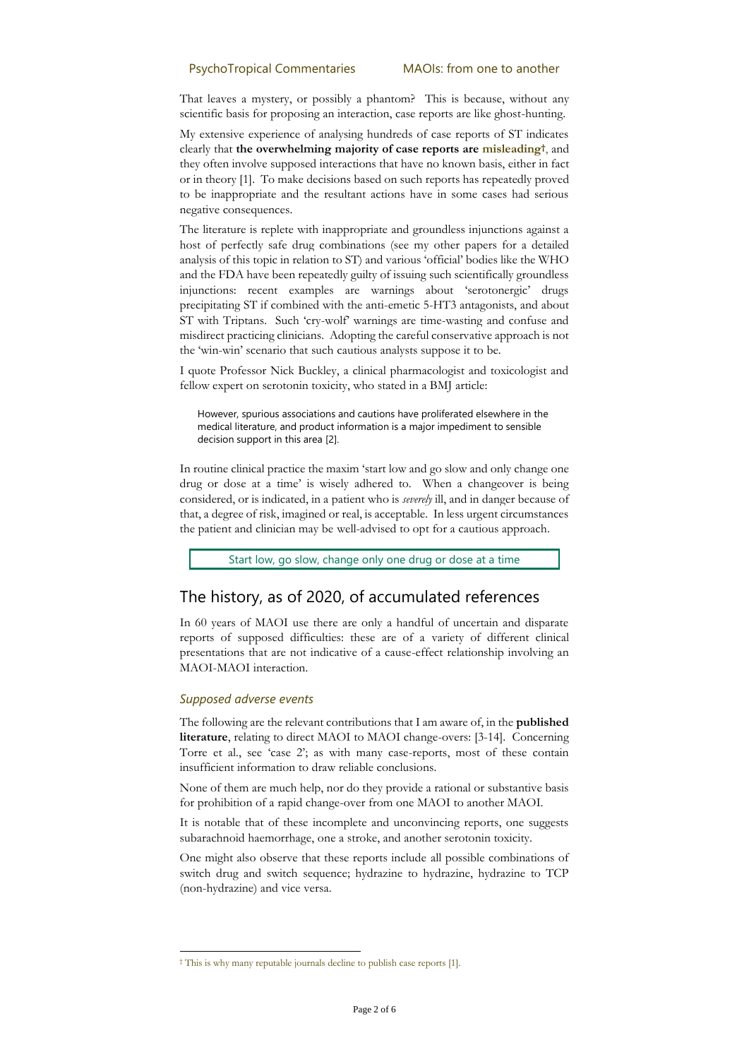That leaves a mystery, or possibly a phantom? This is because, without any scientific basis for proposing an interaction, case reports are like ghost-hunting.

My extensive experience of analysing hundreds of case reports of ST indicates clearly that **the overwhelming majority of case reports are misleading†**, and they often involve supposed interactions that have no known basis, either in fact or in theory [1]. To make decisions based on such reports has repeatedly proved to be inappropriate and the resultant actions have in some cases had serious negative consequences.

The literature is replete with inappropriate and groundless injunctions against a host of perfectly safe drug combinations (see my other papers for a detailed analysis of this topic in relation to ST) and various 'official' bodies like the WHO and the FDA have been repeatedly guilty of issuing such scientifically groundless injunctions: recent examples are warnings about 'serotonergic' drugs precipitating ST if combined with the anti-emetic 5-HT3 antagonists, and about ST with Triptans. Such 'cry-wolf' warnings are time-wasting and confuse and misdirect practicing clinicians. Adopting the careful conservative approach is not the 'win-win' scenario that such cautious analysts suppose it to be.

I quote Professor Nick Buckley, a clinical pharmacologist and toxicologist and fellow expert on serotonin toxicity, who stated in a BMJ article:

> However, spurious associations and cautions have proliferated elsewhere in the medical literature, and product information is a major impediment to sensible decision support in this area [2].

In routine clinical practice the maxim 'start low and go slow and only change one drug or dose at a time' is wisely adhered to. When a changeover is being considered, or is indicated, in a patient who is *severely* ill, and in danger because of that, a degree of risk, imagined or real, is acceptable. In less urgent circumstances the patient and clinician may be well-advised to opt for a cautious approach.

> Start low, go slow, change only one drug or dose at a time

## The history, as of 2020, of accumulated references

In 60 years of MAOI use there are only a handful of uncertain and disparate reports of supposed difficulties: these are of a variety of different clinical presentations that are not indicative of a cause-effect relationship involving an MAOI-MAOI interaction.

### *Supposed adverse events*

The following are the relevant contributions that I am aware of, in the **published literature**, relating to direct MAOI to MAOI change-overs: [3-14]. Concerning Torre et al., see 'case 2'; as with many case-reports, most of these contain insufficient information to draw reliable conclusions.

None of them are much help, nor do they provide a rational or substantive basis for prohibition of a rapid change-over from one MAOI to another MAOI.

It is notable that of these incomplete and unconvincing reports, one suggests subarachnoid haemorrhage, one a stroke, and another serotonin toxicity.

One might also observe that these reports include all possible combinations of switch drug and switch sequence; hydrazine to hydrazine, hydrazine to TCP (non-hydrazine) and vice versa.

---

† This is why many reputable journals decline to publish case reports [1].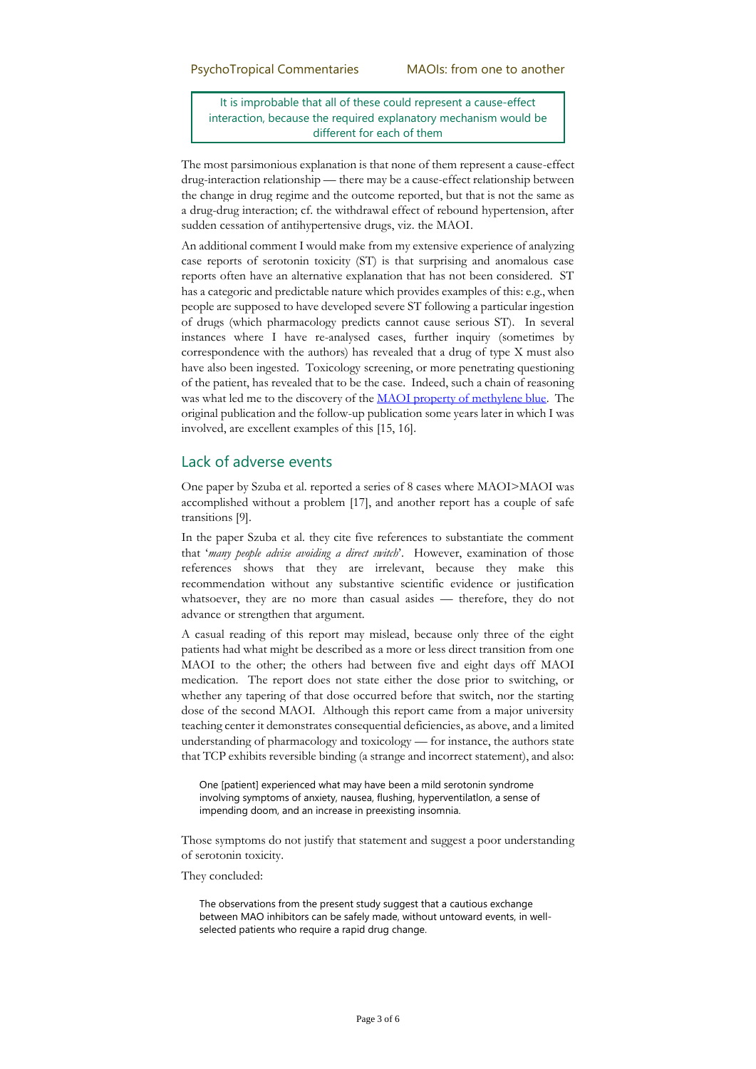It is improbable that all of these could represent a cause-effect interaction, because the required explanatory mechanism would be different for each of them

The most parsimonious explanation is that none of them represent a cause-effect drug-interaction relationship — there may be a cause-effect relationship between the change in drug regime and the outcome reported, but that is not the same as a drug-drug interaction; cf. the withdrawal effect of rebound hypertension, after sudden cessation of antihypertensive drugs, viz. the MAOI.

An additional comment I would make from my extensive experience of analyzing case reports of serotonin toxicity (ST) is that surprising and anomalous case reports often have an alternative explanation that has not been considered. ST has a categoric and predictable nature which provides examples of this: e.g., when people are supposed to have developed severe ST following a particular ingestion of drugs (which pharmacology predicts cannot cause serious ST). In several instances where I have re-analysed cases, further inquiry (sometimes by correspondence with the authors) has revealed that a drug of type X must also have also been ingested. Toxicology screening, or more penetrating questioning of the patient, has revealed that to be the case. Indeed, such a chain of reasoning was what led me to the discovery of the [MAOI property of methylene blue](). The original publication and the follow-up publication some years later in which I was involved, are excellent examples of this [15, 16].

## Lack of adverse events

One paper by Szuba et al. reported a series of 8 cases where MAOI>MAOI was accomplished without a problem [17], and another report has a couple of safe transitions [9].

In the paper Szuba et al. they cite five references to substantiate the comment that '*many people advise avoiding a direct switch*'. However, examination of those references shows that they are irrelevant, because they make this recommendation without any substantive scientific evidence or justification whatsoever, they are no more than casual asides — therefore, they do not advance or strengthen that argument.

A casual reading of this report may mislead, because only three of the eight patients had what might be described as a more or less direct transition from one MAOI to the other; the others had between five and eight days off MAOI medication. The report does not state either the dose prior to switching, or whether any tapering of that dose occurred before that switch, nor the starting dose of the second MAOI. Although this report came from a major university teaching center it demonstrates consequential deficiencies, as above, and a limited understanding of pharmacology and toxicology — for instance, the authors state that TCP exhibits reversible binding (a strange and incorrect statement), and also:

> One [patient] experienced what may have been a mild serotonin syndrome involving symptoms of anxiety, nausea, flushing, hyperventilatlon, a sense of impending doom, and an increase in preexisting insomnia.

Those symptoms do not justify that statement and suggest a poor understanding of serotonin toxicity.

They concluded:

> The observations from the present study suggest that a cautious exchange between MAO inhibitors can be safely made, without untoward events, in well-selected patients who require a rapid drug change.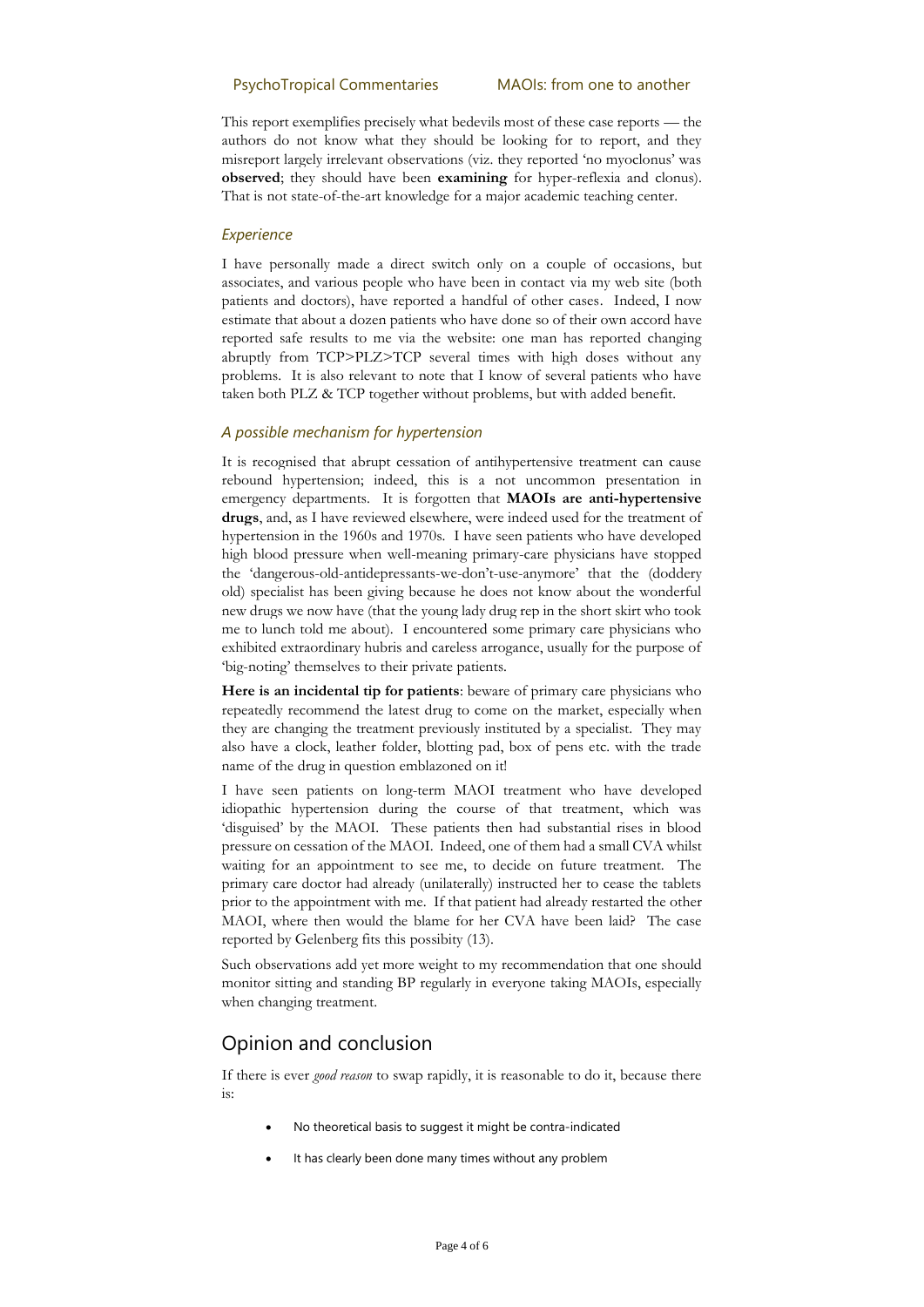This report exemplifies precisely what bedevils most of these case reports — the authors do not know what they should be looking for to report, and they misreport largely irrelevant observations (viz. they reported 'no myoclonus' was **observed**; they should have been **examining** for hyper-reflexia and clonus). That is not state-of-the-art knowledge for a major academic teaching center.

### *Experience*

I have personally made a direct switch only on a couple of occasions, but associates, and various people who have been in contact via my web site (both patients and doctors), have reported a handful of other cases. Indeed, I now estimate that about a dozen patients who have done so of their own accord have reported safe results to me via the website: one man has reported changing abruptly from TCP>PLZ>TCP several times with high doses without any problems. It is also relevant to note that I know of several patients who have taken both PLZ & TCP together without problems, but with added benefit.

### *A possible mechanism for hypertension*

It is recognised that abrupt cessation of antihypertensive treatment can cause rebound hypertension; indeed, this is a not uncommon presentation in emergency departments. It is forgotten that **MAOIs are anti-hypertensive drugs**, and, as I have reviewed elsewhere, were indeed used for the treatment of hypertension in the 1960s and 1970s. I have seen patients who have developed high blood pressure when well-meaning primary-care physicians have stopped the 'dangerous-old-antidepressants-we-don't-use-anymore' that the (doddery old) specialist has been giving because he does not know about the wonderful new drugs we now have (that the young lady drug rep in the short skirt who took me to lunch told me about). I encountered some primary care physicians who exhibited extraordinary hubris and careless arrogance, usually for the purpose of 'big-noting' themselves to their private patients.

**Here is an incidental tip for patients**: beware of primary care physicians who repeatedly recommend the latest drug to come on the market, especially when they are changing the treatment previously instituted by a specialist. They may also have a clock, leather folder, blotting pad, box of pens etc. with the trade name of the drug in question emblazoned on it!

I have seen patients on long-term MAOI treatment who have developed idiopathic hypertension during the course of that treatment, which was 'disguised' by the MAOI. These patients then had substantial rises in blood pressure on cessation of the MAOI. Indeed, one of them had a small CVA whilst waiting for an appointment to see me, to decide on future treatment. The primary care doctor had already (unilaterally) instructed her to cease the tablets prior to the appointment with me. If that patient had already restarted the other MAOI, where then would the blame for her CVA have been laid? The case reported by Gelenberg fits this possibity (13).

Such observations add yet more weight to my recommendation that one should monitor sitting and standing BP regularly in everyone taking MAOIs, especially when changing treatment.

## Opinion and conclusion

If there is ever *good reason* to swap rapidly, it is reasonable to do it, because there is:

- No theoretical basis to suggest it might be contra-indicated
- It has clearly been done many times without any problem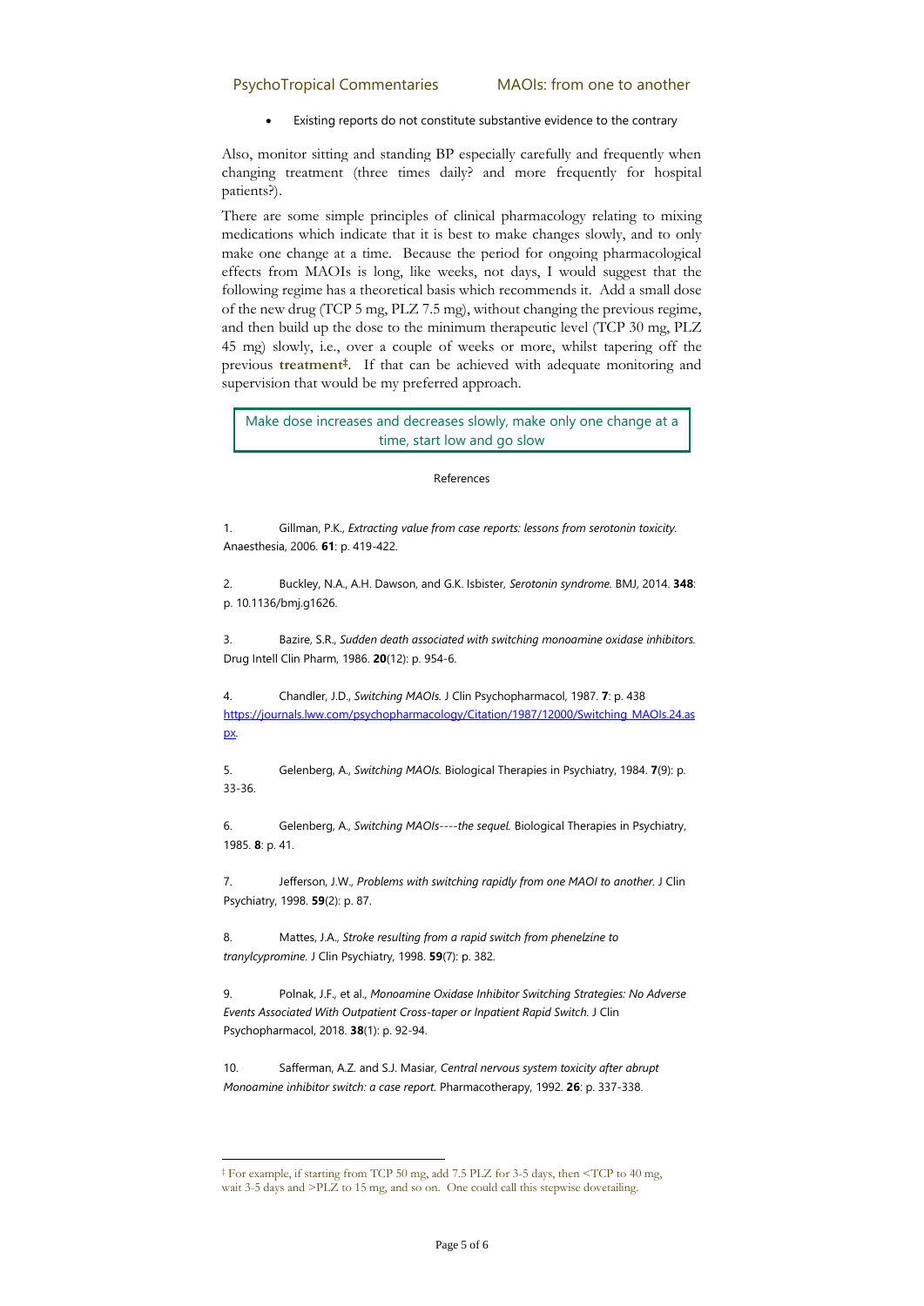- Existing reports do not constitute substantive evidence to the contrary

Also, monitor sitting and standing BP especially carefully and frequently when changing treatment (three times daily? and more frequently for hospital patients?).

There are some simple principles of clinical pharmacology relating to mixing medications which indicate that it is best to make changes slowly, and to only make one change at a time. Because the period for ongoing pharmacological effects from MAOIs is long, like weeks, not days, I would suggest that the following regime has a theoretical basis which recommends it. Add a small dose of the new drug (TCP 5 mg, PLZ 7.5 mg), without changing the previous regime, and then build up the dose to the minimum therapeutic level (TCP 30 mg, PLZ 45 mg) slowly, i.e., over a couple of weeks or more, whilst tapering off the previous **treatment**[‡]. If that can be achieved with adequate monitoring and supervision that would be my preferred approach.

> Make dose increases and decreases slowly, make only one change at a time, start low and go slow

References

1. Gillman, P.K., *Extracting value from case reports: lessons from serotonin toxicity.* Anaesthesia, 2006. **61**: p. 419-422.

2. Buckley, N.A., A.H. Dawson, and G.K. Isbister, *Serotonin syndrome.* BMJ, 2014. **348**: p. 10.1136/bmj.g1626.

3. Bazire, S.R., *Sudden death associated with switching monoamine oxidase inhibitors.* Drug Intell Clin Pharm, 1986. **20**(12): p. 954-6.

4. Chandler, J.D., *Switching MAOIs.* J Clin Psychopharmacol, 1987. **7**: p. 438 https://journals.lww.com/psychopharmacology/Citation/1987/12000/Switching_MAOIs.24.aspx.

5. Gelenberg, A., *Switching MAOIs.* Biological Therapies in Psychiatry, 1984. **7**(9): p. 33-36.

6. Gelenberg, A., *Switching MAOIs----the sequel.* Biological Therapies in Psychiatry, 1985. **8**: p. 41.

7. Jefferson, J.W., *Problems with switching rapidly from one MAOI to another.* J Clin Psychiatry, 1998. **59**(2): p. 87.

8. Mattes, J.A., *Stroke resulting from a rapid switch from phenelzine to tranylcypromine.* J Clin Psychiatry, 1998. **59**(7): p. 382.

9. Polnak, J.F., et al., *Monoamine Oxidase Inhibitor Switching Strategies: No Adverse Events Associated With Outpatient Cross-taper or Inpatient Rapid Switch.* J Clin Psychopharmacol, 2018. **38**(1): p. 92-94.

10. Safferman, A.Z. and S.J. Masiar, *Central nervous system toxicity after abrupt Monoamine inhibitor switch: a case report.* Pharmacotherapy, 1992. **26**: p. 337-338.

---

[‡] For example, if starting from TCP 50 mg, add 7.5 PLZ for 3-5 days, then <TCP to 40 mg, wait 3-5 days and >PLZ to 15 mg, and so on. One could call this stepwise dovetailing.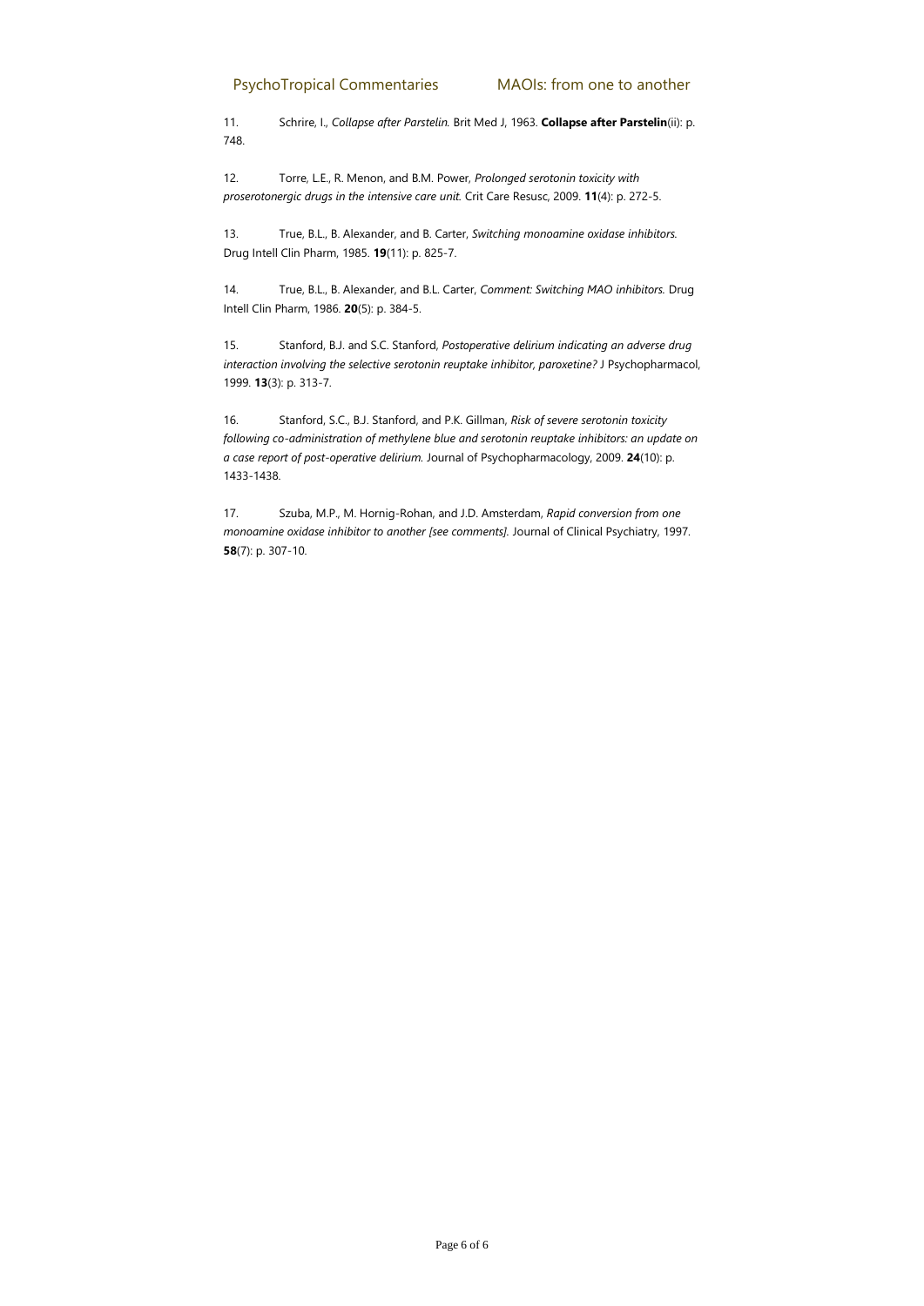11. Schrire, I., *Collapse after Parstelin.* Brit Med J, 1963. **Collapse after Parstelin**(ii): p. 748.

12. Torre, L.E., R. Menon, and B.M. Power, *Prolonged serotonin toxicity with proserotonergic drugs in the intensive care unit.* Crit Care Resusc, 2009. **11**(4): p. 272-5.

13. True, B.L., B. Alexander, and B. Carter, *Switching monoamine oxidase inhibitors.* Drug Intell Clin Pharm, 1985. **19**(11): p. 825-7.

14. True, B.L., B. Alexander, and B.L. Carter, *Comment: Switching MAO inhibitors.* Drug Intell Clin Pharm, 1986. **20**(5): p. 384-5.

15. Stanford, B.J. and S.C. Stanford, *Postoperative delirium indicating an adverse drug interaction involving the selective serotonin reuptake inhibitor, paroxetine?* J Psychopharmacol, 1999. **13**(3): p. 313-7.

16. Stanford, S.C., B.J. Stanford, and P.K. Gillman, *Risk of severe serotonin toxicity following co-administration of methylene blue and serotonin reuptake inhibitors: an update on a case report of post-operative delirium.* Journal of Psychopharmacology, 2009. **24**(10): p. 1433-1438.

17. Szuba, M.P., M. Hornig-Rohan, and J.D. Amsterdam, *Rapid conversion from one monoamine oxidase inhibitor to another [see comments].* Journal of Clinical Psychiatry, 1997. **58**(7): p. 307-10.